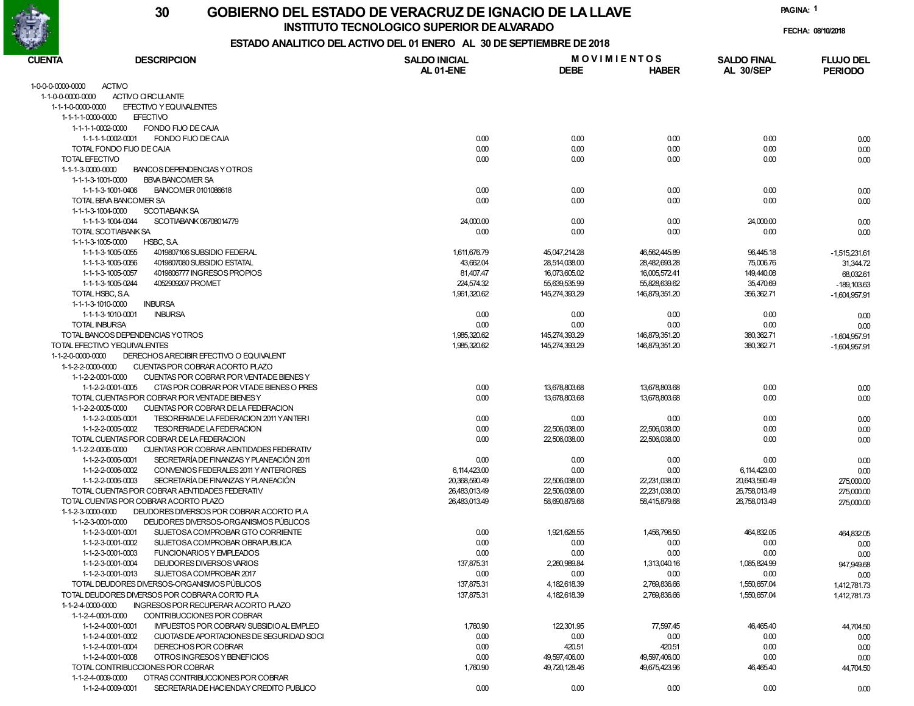# 30 GOBIERNO DEL ESTADO DE VERACRUZ DE IGNACIO DE LA LLAVE

## INSTITUTO TECNOLOGICO SUPERIOR DE ALVARADO

### ESTADO ANALITICO DEL ACTIVO DEL 01 ENERO AL 30 DE SEPTIEMBRE DE 2018

FECHA: 08/10/2018

| CUENTA | DESCRIPCION | SALDO INICIAL AL 01-ENE | MOVIMIENTOS DEBE | MOVIMIENTOS HABER | SALDO FINAL AL 30/SEP | FLUJO DEL PERIODO |
|---|---|---|---|---|---|---|
| 1-0-0-0-0000-0000 | ACTIVO | | | | | |
| 1-1-0-0-0000-0000 | ACTIVO CIRCULANTE | | | | | |
| 1-1-1-0-0000-0000 | EFECTIVO Y EQUIVALENTES | | | | | |
| 1-1-1-1-0000-0000 | EFECTIVO | | | | | |
| 1-1-1-1-0002-0000 | FONDO FIJO DE CAJA | | | | | |
| 1-1-1-1-0002-0001 | FONDO FIJO DE CAJA | 0.00 | 0.00 | 0.00 | 0.00 | 0.00 |
| TOTAL FONDO FIJO DE CAJA | | 0.00 | 0.00 | 0.00 | 0.00 | 0.00 |
| TOTAL EFECTIVO | | 0.00 | 0.00 | 0.00 | 0.00 | 0.00 |
| 1-1-1-3-0000-0000 | BANCOS DEPENDENCIAS Y OTROS | | | | | |
| 1-1-1-3-1001-0000 | BBVA BANCOMER SA | | | | | |
| 1-1-1-3-1001-0406 | BANCOMER 0101086618 | 0.00 | 0.00 | 0.00 | 0.00 | 0.00 |
| TOTAL BBVA BANCOMER SA | | 0.00 | 0.00 | 0.00 | 0.00 | 0.00 |
| 1-1-1-3-1004-0000 | SCOTIABANK SA | | | | | |
| 1-1-1-3-1004-0044 | SCOTIABANK 06708014779 | 24,000.00 | 0.00 | 0.00 | 24,000.00 | 0.00 |
| TOTAL SCOTIABANK SA | | 0.00 | 0.00 | 0.00 | 0.00 | 0.00 |
| 1-1-1-3-1005-0000 | HSBC, S.A. | | | | | |
| 1-1-1-3-1005-0055 | 4019807106 SUBSIDIO FEDERAL | 1,611,676.79 | 45,047,214.28 | 46,562,445.89 | 96,445.18 | -1,515,231.61 |
| 1-1-1-3-1005-0056 | 4019807080 SUBSIDIO ESTATAL | 43,662.04 | 28,514,038.00 | 28,482,693.28 | 75,006.76 | 31,344.72 |
| 1-1-1-3-1005-0057 | 4019806777 INGRESOS PROPIOS | 81,407.47 | 16,073,605.02 | 16,005,572.41 | 149,440.08 | 68,032.61 |
| 1-1-1-3-1005-0244 | 4052909207 PROMET | 224,574.32 | 55,639,535.99 | 55,828,639.62 | 35,470.69 | -189,103.63 |
| TOTAL HSBC, S.A. | | 1,961,320.62 | 145,274,393.29 | 146,879,351.20 | 356,362.71 | -1,604,957.91 |
| 1-1-1-3-1010-0000 | INBURSA | | | | | |
| 1-1-1-3-1010-0001 | INBURSA | 0.00 | 0.00 | 0.00 | 0.00 | 0.00 |
| TOTAL INBURSA | | 0.00 | 0.00 | 0.00 | 0.00 | 0.00 |
| TOTAL BANCOS DEPENDENCIAS Y OTROS | | 1,985,320.62 | 145,274,393.29 | 146,879,351.20 | 380,362.71 | -1,604,957.91 |
| TOTAL EFECTIVO Y EQUIVALENTES | | 1,985,320.62 | 145,274,393.29 | 146,879,351.20 | 380,362.71 | -1,604,957.91 |
| 1-1-2-0-0000-0000 | DERECHOS A RECIBIR EFECTIVO O EQUIVALENT | | | | | |
| 1-1-2-2-0000-0000 | CUENTAS POR COBRAR A CORTO PLAZO | | | | | |
| 1-1-2-2-0001-0000 | CUENTAS POR COBRAR POR VENTA DE BIENES Y | | | | | |
| 1-1-2-2-0001-0005 | CTAS POR COBRAR POR VTA DE BIENES O PRES | 0.00 | 13,678,803.68 | 13,678,803.68 | 0.00 | 0.00 |
| TOTAL CUENTAS POR COBRAR POR VENTA DE BIENES Y | | 0.00 | 13,678,803.68 | 13,678,803.68 | 0.00 | 0.00 |
| 1-1-2-2-0005-0000 | CUENTAS POR COBRAR DE LA FEDERACION | | | | | |
| 1-1-2-2-0005-0001 | TESORERIA DE LA FEDERACION 2011 Y ANTERI | 0.00 | 0.00 | 0.00 | 0.00 | 0.00 |
| 1-1-2-2-0005-0002 | TESORERIA DE LA FEDERACION | 0.00 | 22,506,038.00 | 22,506,038.00 | 0.00 | 0.00 |
| TOTAL CUENTAS POR COBRAR DE LA FEDERACION | | 0.00 | 22,506,038.00 | 22,506,038.00 | 0.00 | 0.00 |
| 1-1-2-2-0006-0000 | CUENTAS POR COBRAR A ENTIDADES FEDERATIV | | | | | |
| 1-1-2-2-0006-0001 | SECRETARÍA DE FINANZAS Y PLANEACIÓN 2011 | 0.00 | 0.00 | 0.00 | 0.00 | 0.00 |
| 1-1-2-2-0006-0002 | CONVENIOS FEDERALES 2011 Y ANTERIORES | 6,114,423.00 | 0.00 | 0.00 | 6,114,423.00 | 0.00 |
| 1-1-2-2-0006-0003 | SECRETARÍA DE FINANZAS Y PLANEACIÓN | 20,368,590.49 | 22,506,038.00 | 22,231,038.00 | 20,643,590.49 | 275,000.00 |
| TOTAL CUENTAS POR COBRAR A ENTIDADES FEDERATIV | | 26,483,013.49 | 22,506,038.00 | 22,231,038.00 | 26,758,013.49 | 275,000.00 |
| TOTAL CUENTAS POR COBRAR A CORTO PLAZO | | 26,483,013.49 | 58,690,879.68 | 58,415,879.68 | 26,758,013.49 | 275,000.00 |
| 1-1-2-3-0000-0000 | DEUDORES DIVERSOS POR COBRAR A CORTO PLA | | | | | |
| 1-1-2-3-0001-0000 | DEUDORES DIVERSOS-ORGANISMOS PÚBLICOS | | | | | |
| 1-1-2-3-0001-0001 | SUJETOS A COMPROBAR GTO CORRIENTE | 0.00 | 1,921,628.55 | 1,456,796.50 | 464,832.05 | 464,832.05 |
| 1-1-2-3-0001-0002 | SUJETOS A COMPROBAR OBRA PUBLICA | 0.00 | 0.00 | 0.00 | 0.00 | 0.00 |
| 1-1-2-3-0001-0003 | FUNCIONARIOS Y EMPLEADOS | 0.00 | 0.00 | 0.00 | 0.00 | 0.00 |
| 1-1-2-3-0001-0004 | DEUDORES DIVERSOS VARIOS | 137,875.31 | 2,260,989.84 | 1,313,040.16 | 1,085,824.99 | 947,949.68 |
| 1-1-2-3-0001-0013 | SUJETOS A COMPROBAR 2017 | 0.00 | 0.00 | 0.00 | 0.00 | 0.00 |
| TOTAL DEUDORES DIVERSOS-ORGANISMOS PÚBLICOS | | 137,875.31 | 4,182,618.39 | 2,769,836.66 | 1,550,657.04 | 1,412,781.73 |
| TOTAL DEUDORES DIVERSOS POR COBRAR A CORTO PLA | | 137,875.31 | 4,182,618.39 | 2,769,836.66 | 1,550,657.04 | 1,412,781.73 |
| 1-1-2-4-0000-0000 | INGRESOS POR RECUPERAR A CORTO PLAZO | | | | | |
| 1-1-2-4-0001-0000 | CONTRIBUCCIONES POR COBRAR | | | | | |
| 1-1-2-4-0001-0001 | IMPUESTOS POR COBRAR/ SUBSIDIO AL EMPLEO | 1,760.90 | 122,301.95 | 77,597.45 | 46,465.40 | 44,704.50 |
| 1-1-2-4-0001-0002 | CUOTAS DE APORTACIONES DE SEGURIDAD SOCI | 0.00 | 0.00 | 0.00 | 0.00 | 0.00 |
| 1-1-2-4-0001-0004 | DERECHOS POR COBRAR | 0.00 | 420.51 | 420.51 | 0.00 | 0.00 |
| 1-1-2-4-0001-0008 | OTROS INGRESOS Y BENEFICIOS | 0.00 | 49,597,406.00 | 49,597,406.00 | 0.00 | 0.00 |
| TOTAL CONTRIBUCCIONES POR COBRAR | | 1,760.90 | 49,720,128.46 | 49,675,423.96 | 46,465.40 | 44,704.50 |
| 1-1-2-4-0009-0000 | OTRAS CONTRIBUCCIONES POR COBRAR | | | | | |
| 1-1-2-4-0009-0001 | SECRETARIA DE HACIENDA Y CREDITO PUBLICO | 0.00 | 0.00 | 0.00 | 0.00 | 0.00 |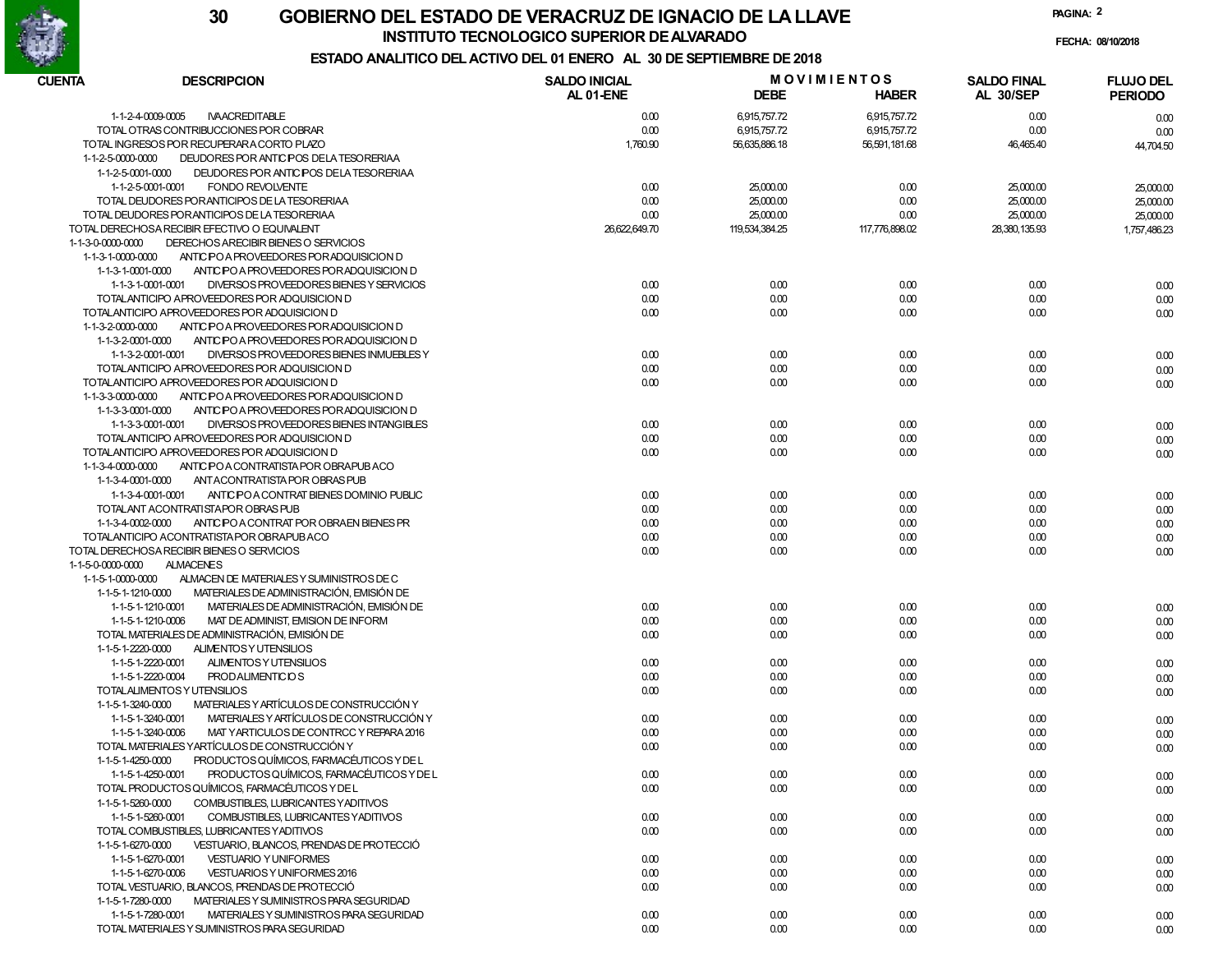# GOBIERNO DEL ESTADO DE VERACRUZ DE IGNACIO DE LA LLAVE

## INSTITUTO TECNOLOGICO SUPERIOR DE ALVARADO

### ESTADO ANALITICO DEL ACTIVO DEL 01 ENERO AL 30 DE SEPTIEMBRE DE 2018

FECHA: 08/10/2018

| CUENTA | DESCRIPCION | SALDO INICIAL AL 01-ENE | MOVIMIENTOS DEBE | MOVIMIENTOS HABER | SALDO FINAL AL 30/SEP | FLUJO DEL PERIODO |
|---|---|---|---|---|---|---|
| 1-1-2-4-0009-0005 | IVA ACREDITABLE | 0.00 | 6,915,757.72 | 6,915,757.72 | 0.00 | 0.00 |
| | TOTAL OTRAS CONTRIBUCCIONES POR COBRAR | 0.00 | 6,915,757.72 | 6,915,757.72 | 0.00 | 0.00 |
| | TOTAL INGRESOS POR RECUPERAR A CORTO PLAZO | 1,760.90 | 56,635,886.18 | 56,591,181.68 | 46,465.40 | 44,704.50 |
| 1-1-2-5-0000-0000 | DEUDORES POR ANTICIPOS DE LA TESORERIAA | | | | | |
| 1-1-2-5-0001-0000 | DEUDORES POR ANTICIPOS DE LA TESORERIAA | | | | | |
| 1-1-2-5-0001-0001 | FONDO REVOLVENTE | 0.00 | 25,000.00 | 0.00 | 25,000.00 | 25,000.00 |
| | TOTAL DEUDORES POR ANTICIPOS DE LA TESORERIAA | 0.00 | 25,000.00 | 0.00 | 25,000.00 | 25,000.00 |
| | TOTAL DEUDORES POR ANTICIPOS DE LA TESORERIAA | 0.00 | 25,000.00 | 0.00 | 25,000.00 | 25,000.00 |
| | TOTAL DERECHOS A RECIBIR EFECTIVO O EQUIVALENT | 26,622,649.70 | 119,534,384.25 | 117,776,898.02 | 28,380,135.93 | 1,757,486.23 |
| 1-1-3-0-0000-0000 | DERECHOS A RECIBIR BIENES O SERVICIOS | | | | | |
| 1-1-3-1-0000-0000 | ANTICIPO A PROVEEDORES POR ADQUISICION D | | | | | |
| 1-1-3-1-0001-0000 | ANTICIPO A PROVEEDORES POR ADQUISICION D | | | | | |
| 1-1-3-1-0001-0001 | DIVERSOS PROVEEDORES BIENES Y SERVICIOS | 0.00 | 0.00 | 0.00 | 0.00 | 0.00 |
| | TOTAL ANTICIPO A PROVEEDORES POR ADQUISICION D | 0.00 | 0.00 | 0.00 | 0.00 | 0.00 |
| | TOTAL ANTICIPO A PROVEEDORES POR ADQUISICION D | 0.00 | 0.00 | 0.00 | 0.00 | 0.00 |
| 1-1-3-2-0000-0000 | ANTICIPO A PROVEEDORES POR ADQUISICION D | | | | | |
| 1-1-3-2-0001-0000 | ANTICIPO A PROVEEDORES POR ADQUISICION D | | | | | |
| 1-1-3-2-0001-0001 | DIVERSOS PROVEEDORES BIENES INMUEBLES Y | 0.00 | 0.00 | 0.00 | 0.00 | 0.00 |
| | TOTAL ANTICIPO A PROVEEDORES POR ADQUISICION D | 0.00 | 0.00 | 0.00 | 0.00 | 0.00 |
| | TOTAL ANTICIPO A PROVEEDORES POR ADQUISICION D | 0.00 | 0.00 | 0.00 | 0.00 | 0.00 |
| 1-1-3-3-0000-0000 | ANTICIPO A PROVEEDORES POR ADQUISICION D | | | | | |
| 1-1-3-3-0001-0000 | ANTICIPO A PROVEEDORES POR ADQUISICION D | | | | | |
| 1-1-3-3-0001-0001 | DIVERSOS PROVEEDORES BIENES INTANGIBLES | 0.00 | 0.00 | 0.00 | 0.00 | 0.00 |
| | TOTAL ANTICIPO A PROVEEDORES POR ADQUISICION D | 0.00 | 0.00 | 0.00 | 0.00 | 0.00 |
| | TOTAL ANTICIPO A PROVEEDORES POR ADQUISICION D | 0.00 | 0.00 | 0.00 | 0.00 | 0.00 |
| 1-1-3-4-0000-0000 | ANTICIPO A CONTRATISTA POR OBRA PUB ACO | | | | | |
| 1-1-3-4-0001-0000 | ANT A CONTRATISTA POR OBRAS PUB | | | | | |
| 1-1-3-4-0001-0001 | ANTICIPO A CONTRAT BIENES DOMINIO PUBLIC | 0.00 | 0.00 | 0.00 | 0.00 | 0.00 |
| | TOTAL ANT A CONTRATISTA POR OBRAS PUB | 0.00 | 0.00 | 0.00 | 0.00 | 0.00 |
| 1-1-3-4-0002-0000 | ANTICIPO A CONTRAT POR OBRA EN BIENES PR | 0.00 | 0.00 | 0.00 | 0.00 | 0.00 |
| | TOTAL ANTICIPO A CONTRATISTA POR OBRA PUB ACO | 0.00 | 0.00 | 0.00 | 0.00 | 0.00 |
| | TOTAL DERECHOS A RECIBIR BIENES O SERVICIOS | 0.00 | 0.00 | 0.00 | 0.00 | 0.00 |
| 1-1-5-0-0000-0000 | ALMACENES | | | | | |
| 1-1-5-1-0000-0000 | ALMACEN DE MATERIALES Y SUMINISTROS DE C | | | | | |
| 1-1-5-1-1210-0000 | MATERIALES DE ADMINISTRACIÓN, EMISIÓN DE | | | | | |
| 1-1-5-1-1210-0001 | MATERIALES DE ADMINISTRACIÓN, EMISIÓN DE | 0.00 | 0.00 | 0.00 | 0.00 | 0.00 |
| 1-1-5-1-1210-0006 | MAT DE ADMINIST, EMISION DE INFORM | 0.00 | 0.00 | 0.00 | 0.00 | 0.00 |
| | TOTAL MATERIALES DE ADMINISTRACIÓN, EMISIÓN DE | 0.00 | 0.00 | 0.00 | 0.00 | 0.00 |
| 1-1-5-1-2220-0000 | ALIMENTOS Y UTENSILIOS | | | | | |
| 1-1-5-1-2220-0001 | ALIMENTOS Y UTENSILIOS | 0.00 | 0.00 | 0.00 | 0.00 | 0.00 |
| 1-1-5-1-2220-0004 | PROD ALIMENTICIOS | 0.00 | 0.00 | 0.00 | 0.00 | 0.00 |
| | TOTAL ALIMENTOS Y UTENSILIOS | 0.00 | 0.00 | 0.00 | 0.00 | 0.00 |
| 1-1-5-1-3240-0000 | MATERIALES Y ARTÍCULOS DE CONSTRUCCIÓN Y | | | | | |
| 1-1-5-1-3240-0001 | MATERIALES Y ARTÍCULOS DE CONSTRUCCIÓN Y | 0.00 | 0.00 | 0.00 | 0.00 | 0.00 |
| 1-1-5-1-3240-0006 | MAT Y ARTICULOS DE CONTRCC Y REPARA 2016 | 0.00 | 0.00 | 0.00 | 0.00 | 0.00 |
| | TOTAL MATERIALES Y ARTÍCULOS DE CONSTRUCCIÓN Y | 0.00 | 0.00 | 0.00 | 0.00 | 0.00 |
| 1-1-5-1-4250-0000 | PRODUCTOS QUÍMICOS, FARMACÉUTICOS Y DE L | | | | | |
| 1-1-5-1-4250-0001 | PRODUCTOS QUÍMICOS, FARMACÉUTICOS Y DE L | 0.00 | 0.00 | 0.00 | 0.00 | 0.00 |
| | TOTAL PRODUCTOS QUÍMICOS, FARMACÉUTICOS Y DE L | 0.00 | 0.00 | 0.00 | 0.00 | 0.00 |
| 1-1-5-1-5260-0000 | COMBUSTIBLES, LUBRICANTES Y ADITIVOS | | | | | |
| 1-1-5-1-5260-0001 | COMBUSTIBLES, LUBRICANTES Y ADITIVOS | 0.00 | 0.00 | 0.00 | 0.00 | 0.00 |
| | TOTAL COMBUSTIBLES, LUBRICANTES Y ADITIVOS | 0.00 | 0.00 | 0.00 | 0.00 | 0.00 |
| 1-1-5-1-6270-0000 | VESTUARIO, BLANCOS, PRENDAS DE PROTECCIÓ | | | | | |
| 1-1-5-1-6270-0001 | VESTUARIO Y UNIFORMES | 0.00 | 0.00 | 0.00 | 0.00 | 0.00 |
| 1-1-5-1-6270-0006 | VESTUARIOS Y UNIFORMES 2016 | 0.00 | 0.00 | 0.00 | 0.00 | 0.00 |
| | TOTAL VESTUARIO, BLANCOS, PRENDAS DE PROTECCIÓ | 0.00 | 0.00 | 0.00 | 0.00 | 0.00 |
| 1-1-5-1-7280-0000 | MATERIALES Y SUMINISTROS PARA SEGURIDAD | | | | | |
| 1-1-5-1-7280-0001 | MATERIALES Y SUMINISTROS PARA SEGURIDAD | 0.00 | 0.00 | 0.00 | 0.00 | 0.00 |
| | TOTAL MATERIALES Y SUMINISTROS PARA SEGURIDAD | 0.00 | 0.00 | 0.00 | 0.00 | 0.00 |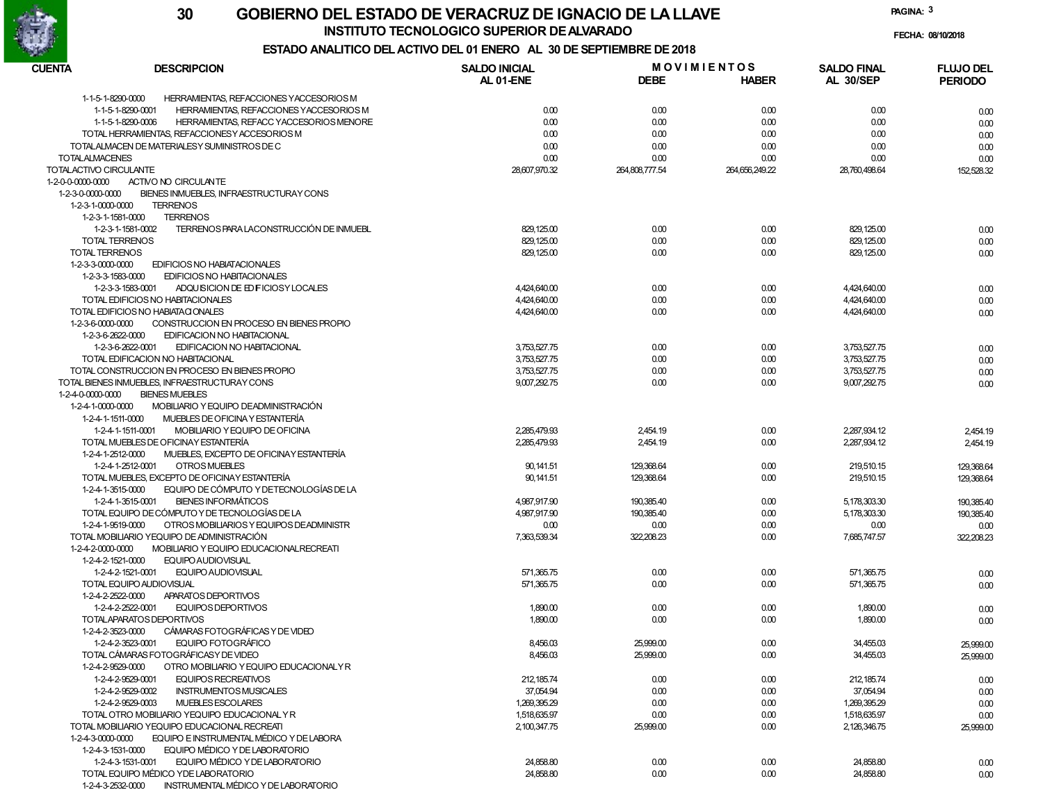# GOBIERNO DEL ESTADO DE VERACRUZ DE IGNACIO DE LA LLAVE

## INSTITUTO TECNOLOGICO SUPERIOR DE ALVARADO

### ESTADO ANALITICO DEL ACTIVO DEL 01 ENERO AL 30 DE SEPTIEMBRE DE 2018

FECHA: 08/10/2018

| CUENTA | DESCRIPCION | SALDO INICIAL AL 01-ENE | MOVIMIENTOS DEBE | MOVIMIENTOS HABER | SALDO FINAL AL 30/SEP | FLUJO DEL PERIODO |
|---|---|---|---|---|---|---|
| 1-1-5-1-8290-0000 | HERRAMIENTAS, REFACCIONES Y ACCESORIOS M | | | | | |
| 1-1-5-1-8290-0001 | HERRAMIENTAS, REFACCIONES Y ACCESORIOS M | 0.00 | 0.00 | 0.00 | 0.00 | 0.00 |
| 1-1-5-1-8290-0006 | HERRAMIENTAS, REFACC Y ACCESORIOS MENORE | 0.00 | 0.00 | 0.00 | 0.00 | 0.00 |
| | TOTAL HERRAMIENTAS, REFACCIONES Y ACCESORIOS M | 0.00 | 0.00 | 0.00 | 0.00 | 0.00 |
| | TOTAL ALMACEN DE MATERIALES Y SUMINISTROS DE C | 0.00 | 0.00 | 0.00 | 0.00 | 0.00 |
| | TOTAL ALMACENES | 0.00 | 0.00 | 0.00 | 0.00 | 0.00 |
| | TOTAL ACTIVO CIRCULANTE | 28,607,970.32 | 264,808,777.54 | 264,656,249.22 | 28,760,498.64 | 152,528.32 |
| 1-2-0-0-0000-0000 | ACTIVO NO CIRCULANTE | | | | | |
| 1-2-3-0-0000-0000 | BIENES INMUEBLES, INFRAESTRUCTURA Y CONS | | | | | |
| 1-2-3-1-0000-0000 | TERRENOS | | | | | |
| 1-2-3-1-1581-0000 | TERRENOS | | | | | |
| 1-2-3-1-1581-0002 | TERRENOS PARA LA CONSTRUCCIÓN DE INMUEBL | 829,125.00 | 0.00 | 0.00 | 829,125.00 | 0.00 |
| | TOTAL TERRENOS | 829,125.00 | 0.00 | 0.00 | 829,125.00 | 0.00 |
| | TOTAL TERRENOS | 829,125.00 | 0.00 | 0.00 | 829,125.00 | 0.00 |
| 1-2-3-3-0000-0000 | EDIFICIOS NO HABITACIONALES | | | | | |
| 1-2-3-3-1583-0000 | EDIFICIOS NO HABITACIONALES | | | | | |
| 1-2-3-3-1583-0001 | ADQUISICION DE EDIFICIOS Y LOCALES | 4,424,640.00 | 0.00 | 0.00 | 4,424,640.00 | 0.00 |
| | TOTAL EDIFICIOS NO HABITACIONALES | 4,424,640.00 | 0.00 | 0.00 | 4,424,640.00 | 0.00 |
| | TOTAL EDIFICIOS NO HABIATACIONALES | 4,424,640.00 | 0.00 | 0.00 | 4,424,640.00 | 0.00 |
| 1-2-3-6-0000-0000 | CONSTRUCCION EN PROCESO EN BIENES PROPIO | | | | | |
| 1-2-3-6-2622-0000 | EDIFICACION NO HABITACIONAL | | | | | |
| 1-2-3-6-2622-0001 | EDIFICACION NO HABITACIONAL | 3,753,527.75 | 0.00 | 0.00 | 3,753,527.75 | 0.00 |
| | TOTAL EDIFICACION NO HABITACIONAL | 3,753,527.75 | 0.00 | 0.00 | 3,753,527.75 | 0.00 |
| | TOTAL CONSTRUCCION EN PROCESO EN BIENES PROPIO | 3,753,527.75 | 0.00 | 0.00 | 3,753,527.75 | 0.00 |
| | TOTAL BIENES INMUEBLES, INFRAESTRUCTURA Y CONS | 9,007,292.75 | 0.00 | 0.00 | 9,007,292.75 | 0.00 |
| 1-2-4-0-0000-0000 | BIENES MUEBLES | | | | | |
| 1-2-4-1-0000-0000 | MOBILIARIO Y EQUIPO DE ADMINISTRACIÓN | | | | | |
| 1-2-4-1-1511-0000 | MUEBLES DE OFICINA Y ESTANTERÍA | | | | | |
| 1-2-4-1-1511-0001 | MOBILIARIO Y EQUIPO DE OFICINA | 2,285,479.93 | 2,454.19 | 0.00 | 2,287,934.12 | 2,454.19 |
| | TOTAL MUEBLES DE OFICINA Y ESTANTERÍA | 2,285,479.93 | 2,454.19 | 0.00 | 2,287,934.12 | 2,454.19 |
| 1-2-4-1-2512-0000 | MUEBLES, EXCEPTO DE OFICINA Y ESTANTERÍA | | | | | |
| 1-2-4-1-2512-0001 | OTROS MUEBLES | 90,141.51 | 129,368.64 | 0.00 | 219,510.15 | 129,368.64 |
| | TOTAL MUEBLES, EXCEPTO DE OFICINA Y ESTANTERÍA | 90,141.51 | 129,368.64 | 0.00 | 219,510.15 | 129,368.64 |
| 1-2-4-1-3515-0000 | EQUIPO DE CÓMPUTO Y DE TECNOLOGÍAS DE LA | | | | | |
| 1-2-4-1-3515-0001 | BIENES INFORMÁTICOS | 4,987,917.90 | 190,385.40 | 0.00 | 5,178,303.30 | 190,385.40 |
| | TOTAL EQUIPO DE CÓMPUTO Y DE TECNOLOGÍAS DE LA | 4,987,917.90 | 190,385.40 | 0.00 | 5,178,303.30 | 190,385.40 |
| 1-2-4-1-9519-0000 | OTROS MOBILIARIOS Y EQUIPOS DE ADMINISTR | 0.00 | 0.00 | 0.00 | 0.00 | 0.00 |
| | TOTAL MOBILIARIO Y EQUIPO DE ADMINISTRACIÓN | 7,363,539.34 | 322,208.23 | 0.00 | 7,685,747.57 | 322,208.23 |
| 1-2-4-2-0000-0000 | MOBILIARIO Y EQUIPO EDUCACIONAL RECREATI | | | | | |
| 1-2-4-2-1521-0000 | EQUIPO AUDIOVISUAL | | | | | |
| 1-2-4-2-1521-0001 | EQUIPO AUDIOVISUAL | 571,365.75 | 0.00 | 0.00 | 571,365.75 | 0.00 |
| | TOTAL EQUIPO AUDIOVISUAL | 571,365.75 | 0.00 | 0.00 | 571,365.75 | 0.00 |
| 1-2-4-2-2522-0000 | APARATOS DEPORTIVOS | | | | | |
| 1-2-4-2-2522-0001 | EQUIPOS DEPORTIVOS | 1,890.00 | 0.00 | 0.00 | 1,890.00 | 0.00 |
| | TOTAL APARATOS DEPORTIVOS | 1,890.00 | 0.00 | 0.00 | 1,890.00 | 0.00 |
| 1-2-4-2-3523-0000 | CÁMARAS FOTOGRÁFICAS Y DE VIDEO | | | | | |
| 1-2-4-2-3523-0001 | EQUIPO FOTOGRÁFICO | 8,456.03 | 25,999.00 | 0.00 | 34,455.03 | 25,999.00 |
| | TOTAL CÁMARAS FOTOGRÁFICAS Y DE VIDEO | 8,456.03 | 25,999.00 | 0.00 | 34,455.03 | 25,999.00 |
| 1-2-4-2-9529-0000 | OTRO MOBILIARIO Y EQUIPO EDUCACIONAL Y R | | | | | |
| 1-2-4-2-9529-0001 | EQUIPOS RECREATIVOS | 212,185.74 | 0.00 | 0.00 | 212,185.74 | 0.00 |
| 1-2-4-2-9529-0002 | INSTRUMENTOS MUSICALES | 37,054.94 | 0.00 | 0.00 | 37,054.94 | 0.00 |
| 1-2-4-2-9529-0003 | MUEBLES ESCOLARES | 1,269,395.29 | 0.00 | 0.00 | 1,269,395.29 | 0.00 |
| | TOTAL OTRO MOBILIARIO Y EQUIPO EDUCACIONAL Y R | 1,518,635.97 | 0.00 | 0.00 | 1,518,635.97 | 0.00 |
| | TOTAL MOBILIARIO Y EQUIPO EDUCACIONAL RECREATI | 2,100,347.75 | 25,999.00 | 0.00 | 2,126,346.75 | 25,999.00 |
| 1-2-4-3-0000-0000 | EQUIPO E INSTRUMENTAL MÉDICO Y DE LABORA | | | | | |
| 1-2-4-3-1531-0000 | EQUIPO MÉDICO Y DE LABORATORIO | | | | | |
| 1-2-4-3-1531-0001 | EQUIPO MÉDICO Y DE LABORATORIO | 24,858.80 | 0.00 | 0.00 | 24,858.80 | 0.00 |
| | TOTAL EQUIPO MÉDICO Y DE LABORATORIO | 24,858.80 | 0.00 | 0.00 | 24,858.80 | 0.00 |
| 1-2-4-3-2532-0000 | INSTRUMENTAL MÉDICO Y DE LABORATORIO | | | | | |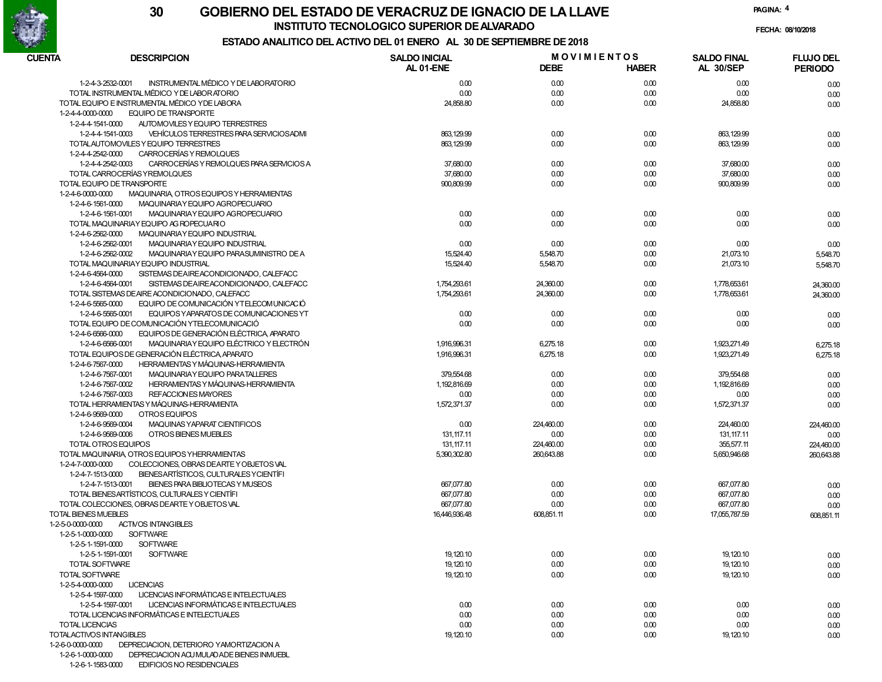# GOBIERNO DEL ESTADO DE VERACRUZ DE IGNACIO DE LA LLAVE

## INSTITUTO TECNOLOGICO SUPERIOR DE ALVARADO

FECHA: 08/10/2018

### ESTADO ANALITICO DEL ACTIVO DEL 01 ENERO AL 30 DE SEPTIEMBRE DE 2018

| CUENTA | DESCRIPCION | SALDO INICIAL AL 01-ENE | MOVIMIENTOS DEBE | MOVIMIENTOS HABER | SALDO FINAL AL 30/SEP | FLUJO DEL PERIODO |
|---|---|---|---|---|---|---|
| 1-2-4-3-2532-0001 | INSTRUMENTAL MÉDICO Y DE LABORATORIO | 0.00 | 0.00 | 0.00 | 0.00 | 0.00 |
| | TOTAL INSTRUMENTAL MÉDICO Y DE LABORATORIO | 0.00 | 0.00 | 0.00 | 0.00 | 0.00 |
| | TOTAL EQUIPO E INSTRUMENTAL MÉDICO Y DE LABORA | 24,858.80 | 0.00 | 0.00 | 24,858.80 | 0.00 |
| 1-2-4-4-0000-0000 | EQUIPO DE TRANSPORTE | | | | | |
| 1-2-4-4-1541-0000 | AUTOMOVILES Y EQUIPO TERRESTRES | | | | | |
| 1-2-4-4-1541-0003 | VEHÍCULOS TERRESTRES PARA SERVICIOS ADMI | 863,129.99 | 0.00 | 0.00 | 863,129.99 | 0.00 |
| | TOTAL AUTOMOVILES Y EQUIPO TERRESTRES | 863,129.99 | 0.00 | 0.00 | 863,129.99 | 0.00 |
| 1-2-4-4-2542-0000 | CARROCERÍAS Y REMOLQUES | | | | | |
| 1-2-4-4-2542-0003 | CARROCERÍAS Y REMOLQUES PARA SERVICIOS A | 37,680.00 | 0.00 | 0.00 | 37,680.00 | 0.00 |
| | TOTAL CARROCERÍAS Y REMOLQUES | 37,680.00 | 0.00 | 0.00 | 37,680.00 | 0.00 |
| | TOTAL EQUIPO DE TRANSPORTE | 900,809.99 | 0.00 | 0.00 | 900,809.99 | 0.00 |
| 1-2-4-6-0000-0000 | MAQUINARIA, OTROS EQUIPOS Y HERRAMIENTAS | | | | | |
| 1-2-4-6-1561-0000 | MAQUINARIA Y EQUIPO AGROPECUARIO | | | | | |
| 1-2-4-6-1561-0001 | MAQUINARIA Y EQUIPO AGROPECUARIO | 0.00 | 0.00 | 0.00 | 0.00 | 0.00 |
| | TOTAL MAQUINARIA Y EQUIPO AGROPECUARIO | 0.00 | 0.00 | 0.00 | 0.00 | 0.00 |
| 1-2-4-6-2562-0000 | MAQUINARIA Y EQUIPO INDUSTRIAL | | | | | |
| 1-2-4-6-2562-0001 | MAQUINARIA Y EQUIPO INDUSTRIAL | 0.00 | 0.00 | 0.00 | 0.00 | 0.00 |
| 1-2-4-6-2562-0002 | MAQUINARIA Y EQUIPO PARA SUMINISTRO DE A | 15,524.40 | 5,548.70 | 0.00 | 21,073.10 | 5,548.70 |
| | TOTAL MAQUINARIA Y EQUIPO INDUSTRIAL | 15,524.40 | 5,548.70 | 0.00 | 21,073.10 | 5,548.70 |
| 1-2-4-6-4564-0000 | SISTEMAS DE AIRE ACONDICIONADO, CALEFACC | | | | | |
| 1-2-4-6-4564-0001 | SISTEMAS DE AIRE ACONDICIONADO, CALEFACC | 1,754,293.61 | 24,360.00 | 0.00 | 1,778,653.61 | 24,360.00 |
| | TOTAL SISTEMAS DE AIRE ACONDICIONADO, CALEFACC | 1,754,293.61 | 24,360.00 | 0.00 | 1,778,653.61 | 24,360.00 |
| 1-2-4-6-5565-0000 | EQUIPO DE COMUNICACIÓN Y TELECOMUNICACIÓ | | | | | |
| 1-2-4-6-5565-0001 | EQUIPOS Y APARATOS DE COMUNICACIONES YT | 0.00 | 0.00 | 0.00 | 0.00 | 0.00 |
| | TOTAL EQUIPO DE COMUNICACIÓN Y TELECOMUNICACIÓ | 0.00 | 0.00 | 0.00 | 0.00 | 0.00 |
| 1-2-4-6-6566-0000 | EQUIPOS DE GENERACIÓN ELÉCTRICA, APARATO | | | | | |
| 1-2-4-6-6566-0001 | MAQUINARIA Y EQUIPO ELÉCTRICO Y ELECTRÓN | 1,916,996.31 | 6,275.18 | 0.00 | 1,923,271.49 | 6,275.18 |
| | TOTAL EQUIPOS DE GENERACIÓN ELÉCTRICA, APARATO | 1,916,996.31 | 6,275.18 | 0.00 | 1,923,271.49 | 6,275.18 |
| 1-2-4-6-7567-0000 | HERRAMIENTAS Y MÁQUINAS-HERRAMIENTA | | | | | |
| 1-2-4-6-7567-0001 | MAQUINARIA Y EQUIPO PARA TALLERES | 379,554.68 | 0.00 | 0.00 | 379,554.68 | 0.00 |
| 1-2-4-6-7567-0002 | HERRAMIENTAS Y MÁQUINAS-HERRAMIENTA | 1,192,816.69 | 0.00 | 0.00 | 1,192,816.69 | 0.00 |
| 1-2-4-6-7567-0003 | REFACCIONES MAYORES | 0.00 | 0.00 | 0.00 | 0.00 | 0.00 |
| | TOTAL HERRAMIENTAS Y MÁQUINAS-HERRAMIENTA | 1,572,371.37 | 0.00 | 0.00 | 1,572,371.37 | 0.00 |
| 1-2-4-6-9569-0000 | OTROS EQUIPOS | | | | | |
| 1-2-4-6-9569-0004 | MAQUINAS Y APARAT CIENTIFICOS | 0.00 | 224,460.00 | 0.00 | 224,460.00 | 224,460.00 |
| 1-2-4-6-9569-0006 | OTROS BIENES MUEBLES | 131,117.11 | 0.00 | 0.00 | 131,117.11 | 0.00 |
| | TOTAL OTROS EQUIPOS | 131,117.11 | 224,460.00 | 0.00 | 355,577.11 | 224,460.00 |
| | TOTAL MAQUINARIA, OTROS EQUIPOS Y HERRAMIENTAS | 5,390,302.80 | 260,643.88 | 0.00 | 5,650,946.68 | 260,643.88 |
| 1-2-4-7-0000-0000 | COLECCIONES, OBRAS DE ARTE Y OBJETOS VAL | | | | | |
| 1-2-4-7-1513-0000 | BIENES ARTÍSTICOS, CULTURALES Y CIENTÍFI | | | | | |
| 1-2-4-7-1513-0001 | BIENES PARA BIBLIOTECAS Y MUSEOS | 667,077.80 | 0.00 | 0.00 | 667,077.80 | 0.00 |
| | TOTAL BIENES ARTÍSTICOS, CULTURALES Y CIENTÍFI | 667,077.80 | 0.00 | 0.00 | 667,077.80 | 0.00 |
| | TOTAL COLECCIONES, OBRAS DE ARTE Y OBJETOS VAL | 667,077.80 | 0.00 | 0.00 | 667,077.80 | 0.00 |
| | TOTAL BIENES MUEBLES | 16,446,936.48 | 608,851.11 | 0.00 | 17,055,787.59 | 608,851.11 |
| 1-2-5-0-0000-0000 | ACTIVOS INTANGIBLES | | | | | |
| 1-2-5-1-0000-0000 | SOFTWARE | | | | | |
| 1-2-5-1-1591-0000 | SOFTWARE | | | | | |
| 1-2-5-1-1591-0001 | SOFTWARE | 19,120.10 | 0.00 | 0.00 | 19,120.10 | 0.00 |
| | TOTAL SOFTWARE | 19,120.10 | 0.00 | 0.00 | 19,120.10 | 0.00 |
| | TOTAL SOFTWARE | 19,120.10 | 0.00 | 0.00 | 19,120.10 | 0.00 |
| 1-2-5-4-0000-0000 | LICENCIAS | | | | | |
| 1-2-5-4-1597-0000 | LICENCIAS INFORMÁTICAS E INTELECTUALES | | | | | |
| 1-2-5-4-1597-0001 | LICENCIAS INFORMÁTICAS E INTELECTUALES | 0.00 | 0.00 | 0.00 | 0.00 | 0.00 |
| | TOTAL LICENCIAS INFORMÁTICAS E INTELECTUALES | 0.00 | 0.00 | 0.00 | 0.00 | 0.00 |
| | TOTAL LICENCIAS | 0.00 | 0.00 | 0.00 | 0.00 | 0.00 |
| | TOTAL ACTIVOS INTANGIBLES | 19,120.10 | 0.00 | 0.00 | 19,120.10 | 0.00 |
| 1-2-6-0-0000-0000 | DEPRECIACION, DETERIORO Y AMORTIZACION A | | | | | |
| 1-2-6-1-0000-0000 | DEPRECIACION ACUMULADA DE BIENES INMUEBL | | | | | |
| 1-2-6-1-1583-0000 | EDIFICIOS NO RESIDENCIALES | | | | | |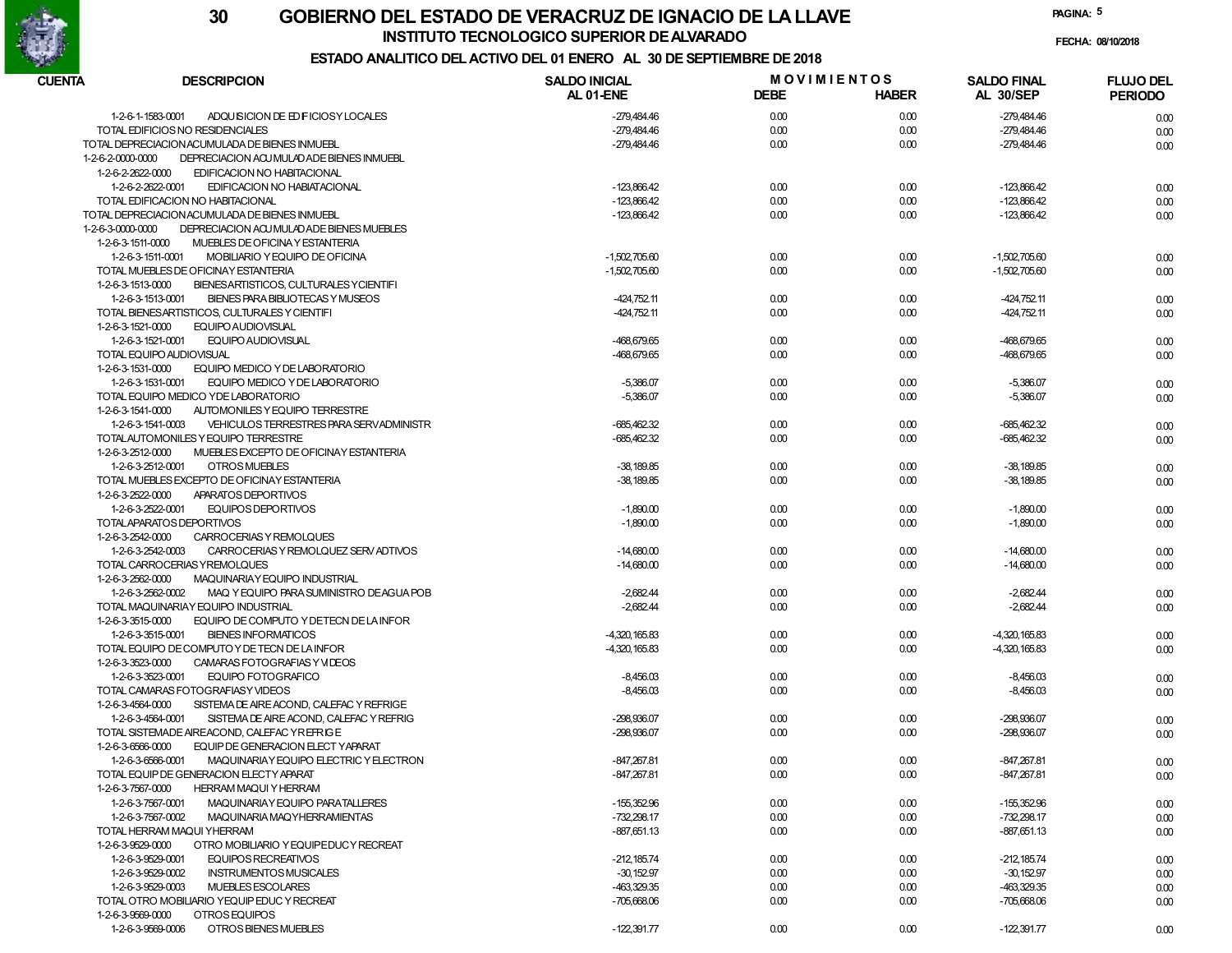# GOBIERNO DEL ESTADO DE VERACRUZ DE IGNACIO DE LA LLAVE

## INSTITUTO TECNOLOGICO SUPERIOR DE ALVARADO

### ESTADO ANALITICO DEL ACTIVO DEL 01 ENERO AL 30 DE SEPTIEMBRE DE 2018

FECHA: 08/10/2018

| CUENTA | DESCRIPCION | SALDO INICIAL AL 01-ENE | MOVIMIENTOS DEBE | MOVIMIENTOS HABER | SALDO FINAL AL 30/SEP | FLUJO DEL PERIODO |
|---|---|---|---|---|---|---|
| 1-2-6-1-1583-0001 | ADQUISICION DE EDIFICIOS Y LOCALES | -279,484.46 | 0.00 | 0.00 | -279,484.46 | 0.00 |
| | TOTAL EDIFICIOS NO RESIDENCIALES | -279,484.46 | 0.00 | 0.00 | -279,484.46 | 0.00 |
| | TOTAL DEPRECIACION ACUMULADA DE BIENES INMUEBL | -279,484.46 | 0.00 | 0.00 | -279,484.46 | 0.00 |
| 1-2-6-2-0000-0000 | DEPRECIACION ACUMULADA DE BIENES INMUEBL | | | | | |
| 1-2-6-2-2622-0000 | EDIFICACION NO HABITACIONAL | | | | | |
| 1-2-6-2-2622-0001 | EDIFICACION NO HABIATACIONAL | -123,866.42 | 0.00 | 0.00 | -123,866.42 | 0.00 |
| | TOTAL EDIFICACION NO HABITACIONAL | -123,866.42 | 0.00 | 0.00 | -123,866.42 | 0.00 |
| | TOTAL DEPRECIACION ACUMULADA DE BIENES INMUEBL | -123,866.42 | 0.00 | 0.00 | -123,866.42 | 0.00 |
| 1-2-6-3-0000-0000 | DEPRECIACION ACUMULADA DE BIENES MUEBLES | | | | | |
| 1-2-6-3-1511-0000 | MUEBLES DE OFICINA Y ESTANTERIA | | | | | |
| 1-2-6-3-1511-0001 | MOBILIARIO Y EQUIPO DE OFICINA | -1,502,705.60 | 0.00 | 0.00 | -1,502,705.60 | 0.00 |
| | TOTAL MUEBLES DE OFICINA Y ESTANTERIA | -1,502,705.60 | 0.00 | 0.00 | -1,502,705.60 | 0.00 |
| 1-2-6-3-1513-0000 | BIENES ARTISTICOS, CULTURALES Y CIENTIFI | | | | | |
| 1-2-6-3-1513-0001 | BIENES PARA BIBLIOTECAS Y MUSEOS | -424,752.11 | 0.00 | 0.00 | -424,752.11 | 0.00 |
| | TOTAL BIENES ARTISTICOS, CULTURALES Y CIENTIFI | -424,752.11 | 0.00 | 0.00 | -424,752.11 | 0.00 |
| 1-2-6-3-1521-0000 | EQUIPO AUDIOVISUAL | | | | | |
| 1-2-6-3-1521-0001 | EQUIPO AUDIOVISUAL | -468,679.65 | 0.00 | 0.00 | -468,679.65 | 0.00 |
| | TOTAL EQUIPO AUDIOVISUAL | -468,679.65 | 0.00 | 0.00 | -468,679.65 | 0.00 |
| 1-2-6-3-1531-0000 | EQUIPO MEDICO Y DE LABORATORIO | | | | | |
| 1-2-6-3-1531-0001 | EQUIPO MEDICO Y DE LABORATORIO | -5,386.07 | 0.00 | 0.00 | -5,386.07 | 0.00 |
| | TOTAL EQUIPO MEDICO Y DE LABORATORIO | -5,386.07 | 0.00 | 0.00 | -5,386.07 | 0.00 |
| 1-2-6-3-1541-0000 | AUTOMONILES Y EQUIPO TERRESTRE | | | | | |
| 1-2-6-3-1541-0003 | VEHICULOS TERRESTRES PARA SERV ADMINISTR | -685,462.32 | 0.00 | 0.00 | -685,462.32 | 0.00 |
| | TOTAL AUTOMONILES Y EQUIPO TERRESTRE | -685,462.32 | 0.00 | 0.00 | -685,462.32 | 0.00 |
| 1-2-6-3-2512-0000 | MUEBLES EXCEPTO DE OFICINA Y ESTANTERIA | | | | | |
| 1-2-6-3-2512-0001 | OTROS MUEBLES | -38,189.85 | 0.00 | 0.00 | -38,189.85 | 0.00 |
| | TOTAL MUEBLES EXCEPTO DE OFICINA Y ESTANTERIA | -38,189.85 | 0.00 | 0.00 | -38,189.85 | 0.00 |
| 1-2-6-3-2522-0000 | APARATOS DEPORTIVOS | | | | | |
| 1-2-6-3-2522-0001 | EQUIPOS DEPORTIVOS | -1,890.00 | 0.00 | 0.00 | -1,890.00 | 0.00 |
| | TOTAL APARATOS DEPORTIVOS | -1,890.00 | 0.00 | 0.00 | -1,890.00 | 0.00 |
| 1-2-6-3-2542-0000 | CARROCERIAS Y REMOLQUES | | | | | |
| 1-2-6-3-2542-0003 | CARROCERIAS Y REMOLQUEZ SERV ADTIVOS | -14,680.00 | 0.00 | 0.00 | -14,680.00 | 0.00 |
| | TOTAL CARROCERIAS Y REMOLQUES | -14,680.00 | 0.00 | 0.00 | -14,680.00 | 0.00 |
| 1-2-6-3-2562-0000 | MAQUINARIA Y EQUIPO INDUSTRIAL | | | | | |
| 1-2-6-3-2562-0002 | MAQ Y EQUIPO PARA SUMINISTRO DE AGUA POB | -2,682.44 | 0.00 | 0.00 | -2,682.44 | 0.00 |
| | TOTAL MAQUINARIA Y EQUIPO INDUSTRIAL | -2,682.44 | 0.00 | 0.00 | -2,682.44 | 0.00 |
| 1-2-6-3-3515-0000 | EQUIPO DE COMPUTO Y DE TECN DE LA INFOR | | | | | |
| 1-2-6-3-3515-0001 | BIENES INFORMATICOS | -4,320,165.83 | 0.00 | 0.00 | -4,320,165.83 | 0.00 |
| | TOTAL EQUIPO DE COMPUTO Y DE TECN DE LA INFOR | -4,320,165.83 | 0.00 | 0.00 | -4,320,165.83 | 0.00 |
| 1-2-6-3-3523-0000 | CAMARAS FOTOGRAFIAS Y VIDEOS | | | | | |
| 1-2-6-3-3523-0001 | EQUIPO FOTOGRAFICO | -8,456.03 | 0.00 | 0.00 | -8,456.03 | 0.00 |
| | TOTAL CAMARAS FOTOGRAFIAS Y VIDEOS | -8,456.03 | 0.00 | 0.00 | -8,456.03 | 0.00 |
| 1-2-6-3-4564-0000 | SISTEMA DE AIRE ACOND, CALEFAC Y REFRIGE | | | | | |
| 1-2-6-3-4564-0001 | SISTEMA DE AIRE ACOND, CALEFAC Y REFRIG | -298,936.07 | 0.00 | 0.00 | -298,936.07 | 0.00 |
| | TOTAL SISTEMA DE AIRE ACOND, CALEFAC Y REFRIGE | -298,936.07 | 0.00 | 0.00 | -298,936.07 | 0.00 |
| 1-2-6-3-6566-0000 | EQUIP DE GENERACION ELECT Y APARAT | | | | | |
| 1-2-6-3-6566-0001 | MAQUINARIA Y EQUIPO ELECTRIC Y ELECTRON | -847,267.81 | 0.00 | 0.00 | -847,267.81 | 0.00 |
| | TOTAL EQUIP DE GENERACION ELECT Y APARAT | -847,267.81 | 0.00 | 0.00 | -847,267.81 | 0.00 |
| 1-2-6-3-7567-0000 | HERRAM MAQUI Y HERRAM | | | | | |
| 1-2-6-3-7567-0001 | MAQUINARIA Y EQUIPO PARA TALLERES | -155,352.96 | 0.00 | 0.00 | -155,352.96 | 0.00 |
| 1-2-6-3-7567-0002 | MAQUINARIA MAQ Y HERRAMIENTAS | -732,298.17 | 0.00 | 0.00 | -732,298.17 | 0.00 |
| | TOTAL HERRAM MAQUI Y HERRAM | -887,651.13 | 0.00 | 0.00 | -887,651.13 | 0.00 |
| 1-2-6-3-9529-0000 | OTRO MOBILIARIO Y EQUIP EDUC Y RECREAT | | | | | |
| 1-2-6-3-9529-0001 | EQUIPOS RECREATIVOS | -212,185.74 | 0.00 | 0.00 | -212,185.74 | 0.00 |
| 1-2-6-3-9529-0002 | INSTRUMENTOS MUSICALES | -30,152.97 | 0.00 | 0.00 | -30,152.97 | 0.00 |
| 1-2-6-3-9529-0003 | MUEBLES ESCOLARES | -463,329.35 | 0.00 | 0.00 | -463,329.35 | 0.00 |
| | TOTAL OTRO MOBILIARIO Y EQUIP EDUC Y RECREAT | -705,668.06 | 0.00 | 0.00 | -705,668.06 | 0.00 |
| 1-2-6-3-9569-0000 | OTROS EQUIPOS | | | | | |
| 1-2-6-3-9569-0006 | OTROS BIENES MUEBLES | -122,391.77 | 0.00 | 0.00 | -122,391.77 | 0.00 |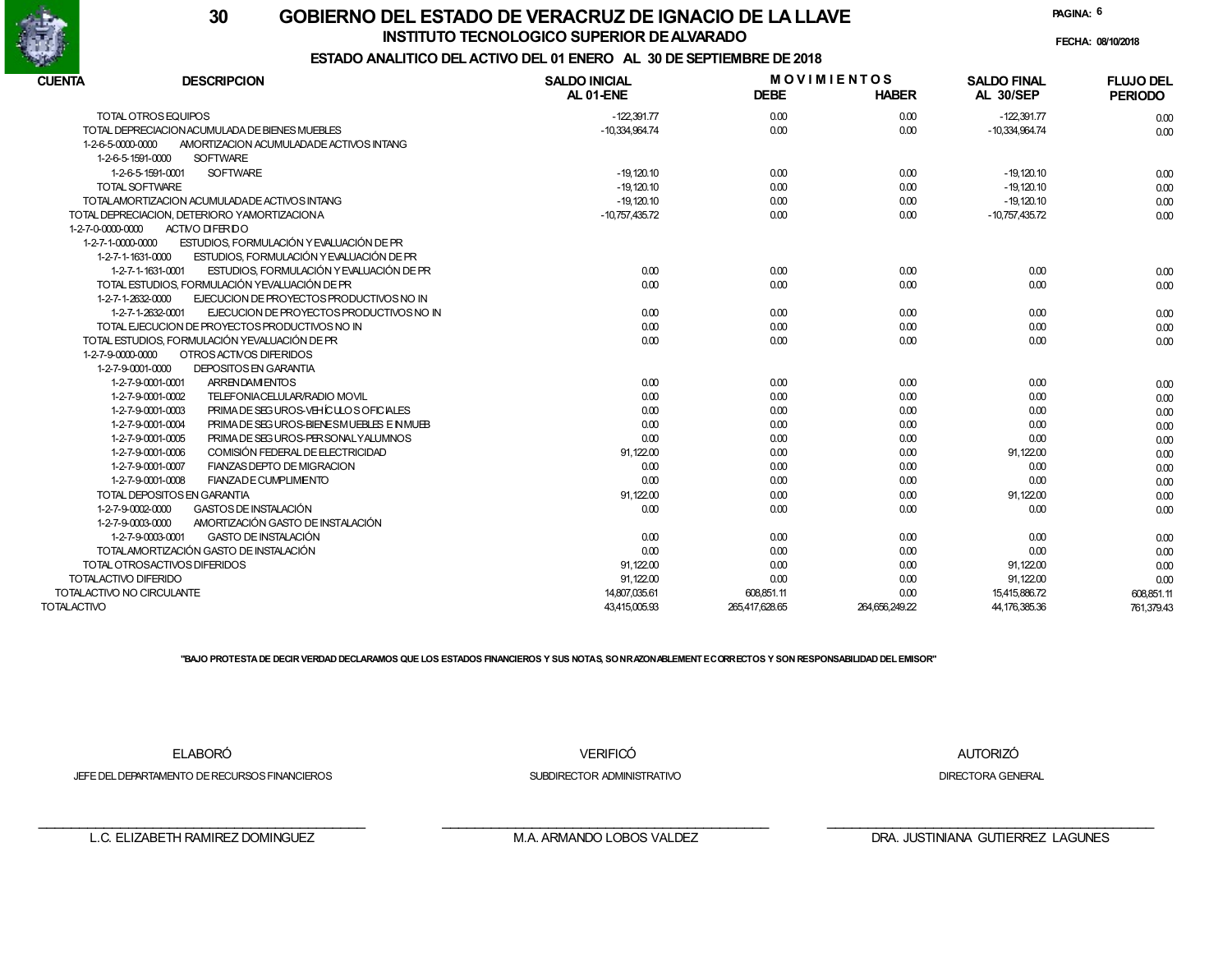# GOBIERNO DEL ESTADO DE VERACRUZ DE IGNACIO DE LA LLAVE

## INSTITUTO TECNOLOGICO SUPERIOR DE ALVARADO

### ESTADO ANALITICO DEL ACTIVO DEL 01 ENERO AL 30 DE SEPTIEMBRE DE 2018

FECHA: 08/10/2018

| CUENTA | DESCRIPCION | SALDO INICIAL AL 01-ENE | MOVIMIENTOS DEBE | MOVIMIENTOS HABER | SALDO FINAL AL 30/SEP | FLUJO DEL PERIODO |
|---|---|---|---|---|---|---|
| | TOTAL OTROS EQUIPOS | -122,391.77 | 0.00 | 0.00 | -122,391.77 | 0.00 |
| | TOTAL DEPRECIACION ACUMULADA DE BIENES MUEBLES | -10,334,964.74 | 0.00 | 0.00 | -10,334,964.74 | 0.00 |
| 1-2-6-5-0000-0000 | AMORTIZACION ACUMULADA DE ACTIVOS INTANG | | | | | |
| 1-2-6-5-1591-0000 | SOFTWARE | | | | | |
| 1-2-6-5-1591-0001 | SOFTWARE | -19,120.10 | 0.00 | 0.00 | -19,120.10 | 0.00 |
| | TOTAL SOFTWARE | -19,120.10 | 0.00 | 0.00 | -19,120.10 | 0.00 |
| | TOTAL AMORTIZACION ACUMULADA DE ACTIVOS INTANG | -19,120.10 | 0.00 | 0.00 | -19,120.10 | 0.00 |
| | TOTAL DEPRECIACION, DETERIORO Y AMORTIZACION A | -10,757,435.72 | 0.00 | 0.00 | -10,757,435.72 | 0.00 |
| 1-2-7-0-0000-0000 | ACTIVO DIFERIDO | | | | | |
| 1-2-7-1-0000-0000 | ESTUDIOS, FORMULACIÓN Y EVALUACIÓN DE PR | | | | | |
| 1-2-7-1-1631-0000 | ESTUDIOS, FORMULACIÓN Y EVALUACIÓN DE PR | | | | | |
| 1-2-7-1-1631-0001 | ESTUDIOS, FORMULACIÓN Y EVALUACIÓN DE PR | 0.00 | 0.00 | 0.00 | 0.00 | 0.00 |
| | TOTAL ESTUDIOS, FORMULACIÓN Y EVALUACIÓN DE PR | 0.00 | 0.00 | 0.00 | 0.00 | 0.00 |
| 1-2-7-1-2632-0000 | EJECUCION DE PROYECTOS PRODUCTIVOS NO IN | | | | | |
| 1-2-7-1-2632-0001 | EJECUCION DE PROYECTOS PRODUCTIVOS NO IN | 0.00 | 0.00 | 0.00 | 0.00 | 0.00 |
| | TOTAL EJECUCION DE PROYECTOS PRODUCTIVOS NO IN | 0.00 | 0.00 | 0.00 | 0.00 | 0.00 |
| | TOTAL ESTUDIOS, FORMULACIÓN Y EVALUACIÓN DE PR | 0.00 | 0.00 | 0.00 | 0.00 | 0.00 |
| 1-2-7-9-0000-0000 | OTROS ACTIVOS DIFERIDOS | | | | | |
| 1-2-7-9-0001-0000 | DEPOSITOS EN GARANTIA | | | | | |
| 1-2-7-9-0001-0001 | ARRENDAMIENTOS | 0.00 | 0.00 | 0.00 | 0.00 | 0.00 |
| 1-2-7-9-0001-0002 | TELEFONIA CELULAR/RADIO MOVIL | 0.00 | 0.00 | 0.00 | 0.00 | 0.00 |
| 1-2-7-9-0001-0003 | PRIMA DE SEGUROS-VEHÍCULOS OFICIALES | 0.00 | 0.00 | 0.00 | 0.00 | 0.00 |
| 1-2-7-9-0001-0004 | PRIMA DE SEGUROS-BIENES MUEBLES E INMUEB | 0.00 | 0.00 | 0.00 | 0.00 | 0.00 |
| 1-2-7-9-0001-0005 | PRIMA DE SEGUROS-PERSONAL Y ALUMNOS | 0.00 | 0.00 | 0.00 | 0.00 | 0.00 |
| 1-2-7-9-0001-0006 | COMISIÓN FEDERAL DE ELECTRICIDAD | 91,122.00 | 0.00 | 0.00 | 91,122.00 | 0.00 |
| 1-2-7-9-0001-0007 | FIANZAS DEPTO DE MIGRACION | 0.00 | 0.00 | 0.00 | 0.00 | 0.00 |
| 1-2-7-9-0001-0008 | FIANZA DE CUMPLIMIENTO | 0.00 | 0.00 | 0.00 | 0.00 | 0.00 |
| | TOTAL DEPOSITOS EN GARANTIA | 91,122.00 | 0.00 | 0.00 | 91,122.00 | 0.00 |
| 1-2-7-9-0002-0000 | GASTOS DE INSTALACIÓN | 0.00 | 0.00 | 0.00 | 0.00 | 0.00 |
| 1-2-7-9-0003-0000 | AMORTIZACIÓN GASTO DE INSTALACIÓN | | | | | |
| 1-2-7-9-0003-0001 | GASTO DE INSTALACIÓN | 0.00 | 0.00 | 0.00 | 0.00 | 0.00 |
| | TOTAL AMORTIZACIÓN GASTO DE INSTALACIÓN | 0.00 | 0.00 | 0.00 | 0.00 | 0.00 |
| | TOTAL OTROS ACTIVOS DIFERIDOS | 91,122.00 | 0.00 | 0.00 | 91,122.00 | 0.00 |
| | TOTAL ACTIVO DIFERIDO | 91,122.00 | 0.00 | 0.00 | 91,122.00 | 0.00 |
| | TOTAL ACTIVO NO CIRCULANTE | 14,807,035.61 | 608,851.11 | 0.00 | 15,415,886.72 | 608,851.11 |
| | TOTAL ACTIVO | 43,415,005.93 | 265,417,628.65 | 264,656,249.22 | 44,176,385.36 | 761,379.43 |

**"BAJO PROTESTA DE DECIR VERDAD DECLARAMOS QUE LOS ESTADOS FINANCIEROS Y SUS NOTAS, SON RAZONABLEMENTE CORRECTOS Y SON RESPONSABILIDAD DEL EMISOR"**

| ELABORÓ | VERIFICÓ | AUTORIZÓ |
|---|---|---|
| JEFE DEL DEPARTAMENTO DE RECURSOS FINANCIEROS | SUBDIRECTOR ADMINISTRATIVO | DIRECTORA GENERAL |
| L.C. ELIZABETH RAMIREZ DOMINGUEZ | M.A. ARMANDO LOBOS VALDEZ | DRA. JUSTINIANA GUTIERREZ LAGUNES |